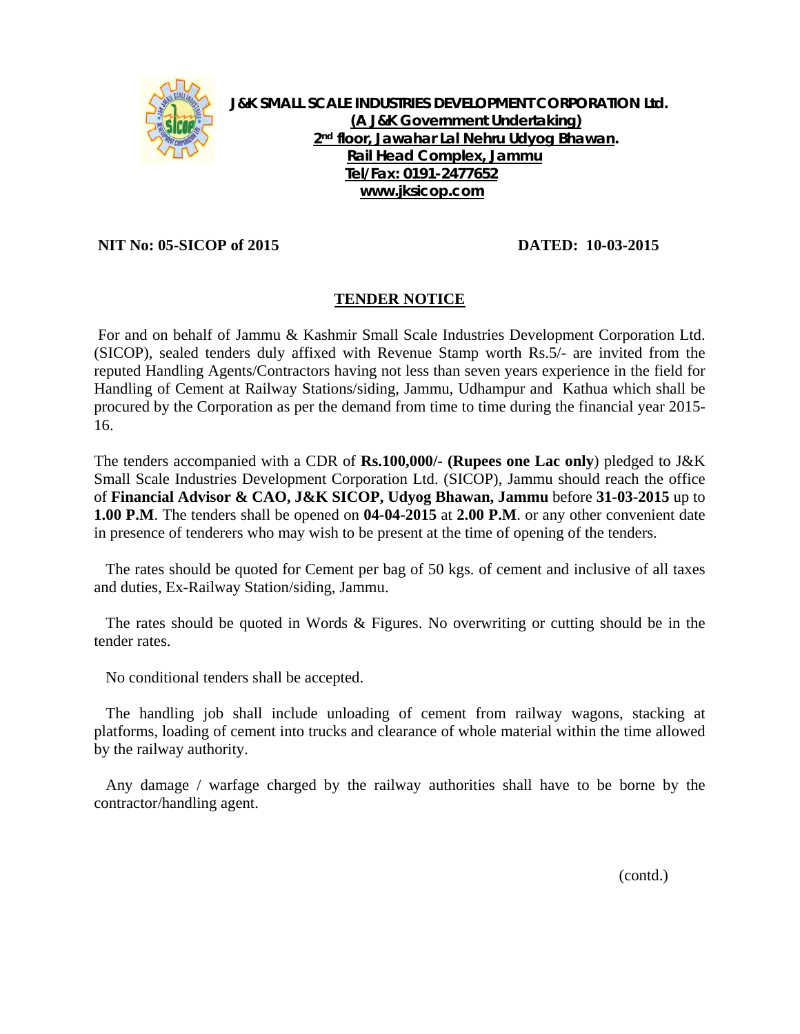**J&K SMALL SCALE INDUSTRIES DEVELOPMENT CORPORATION Ltd.**
**(A J&K Government Undertaking)**
**2nd floor, Jawahar Lal Nehru Udyog Bhawan.**
**Rail Head Complex, Jammu**
**Tel/Fax: 0191-2477652**
**www.jksicop.com**

**NIT No: 05-SICOP of 2015** **DATED: 10-03-2015**

## TENDER NOTICE

For and on behalf of Jammu & Kashmir Small Scale Industries Development Corporation Ltd. (SICOP), sealed tenders duly affixed with Revenue Stamp worth Rs.5/- are invited from the reputed Handling Agents/Contractors having not less than seven years experience in the field for Handling of Cement at Railway Stations/siding, Jammu, Udhampur and Kathua which shall be procured by the Corporation as per the demand from time to time during the financial year 2015-16.

The tenders accompanied with a CDR of **Rs.100,000/- (Rupees one Lac only**) pledged to J&K Small Scale Industries Development Corporation Ltd. (SICOP), Jammu should reach the office of **Financial Advisor & CAO, J&K SICOP, Udyog Bhawan, Jammu** before **31-03-2015** up to **1.00 P.M**. The tenders shall be opened on **04-04-2015** at **2.00 P.M**. or any other convenient date in presence of tenderers who may wish to be present at the time of opening of the tenders.

The rates should be quoted for Cement per bag of 50 kgs. of cement and inclusive of all taxes and duties, Ex-Railway Station/siding, Jammu.

The rates should be quoted in Words & Figures. No overwriting or cutting should be in the tender rates.

No conditional tenders shall be accepted.

The handling job shall include unloading of cement from railway wagons, stacking at platforms, loading of cement into trucks and clearance of whole material within the time allowed by the railway authority.

Any damage / warfage charged by the railway authorities shall have to be borne by the contractor/handling agent.

(contd.)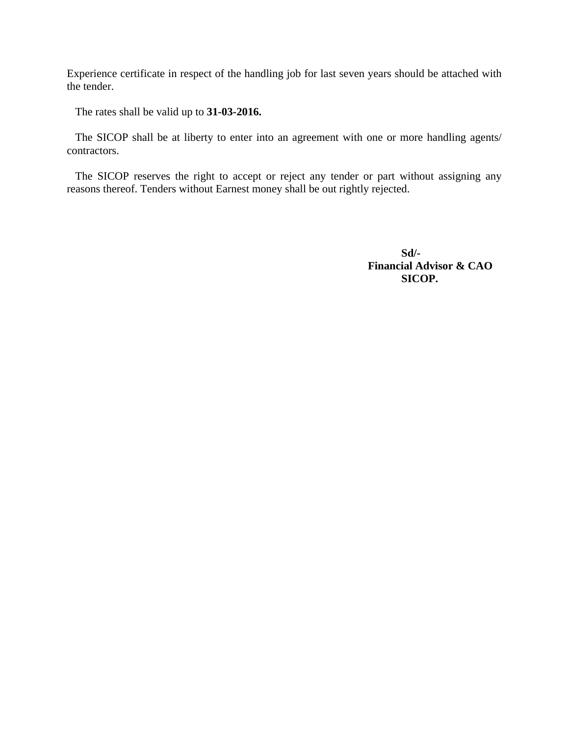Experience certificate in respect of the handling job for last seven years should be attached with the tender.

The rates shall be valid up to **31-03-2016.**

The SICOP shall be at liberty to enter into an agreement with one or more handling agents/ contractors.

The SICOP reserves the right to accept or reject any tender or part without assigning any reasons thereof. Tenders without Earnest money shall be out rightly rejected.

**Sd/-**
**Financial Advisor & CAO**
**SICOP.**